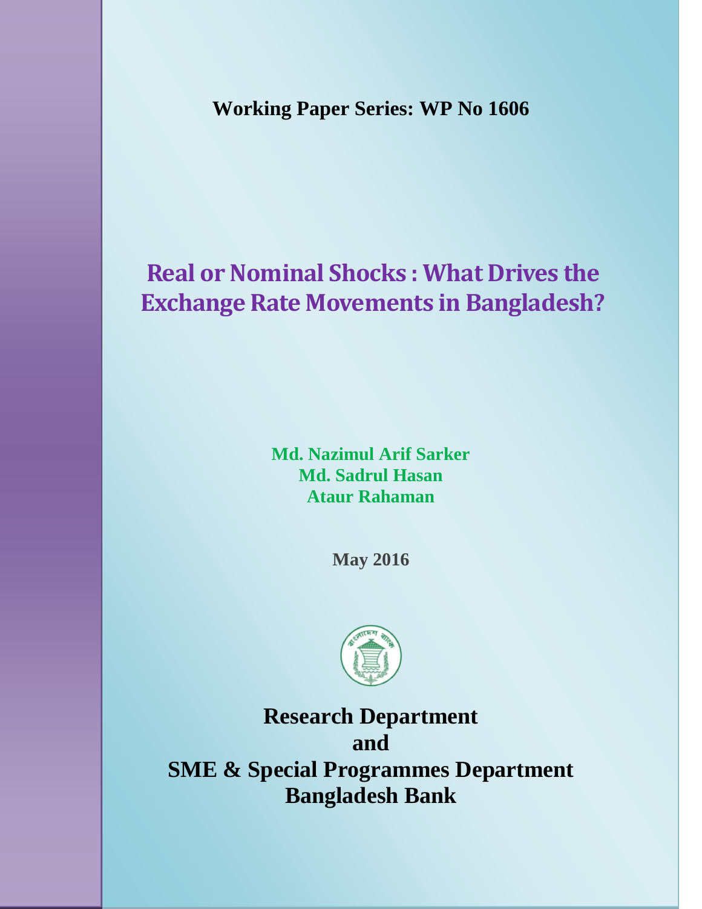**Working Paper Series: WP No 1606**

# Real or Nominal Shocks : What Drives the Exchange Rate Movements in Bangladesh?

**Md. Nazimul Arif Sarker**
**Md. Sadrul Hasan**
**Ataur Rahaman**

**May 2016**

**Research Department**
**and**
**SME & Special Programmes Department**
**Bangladesh Bank**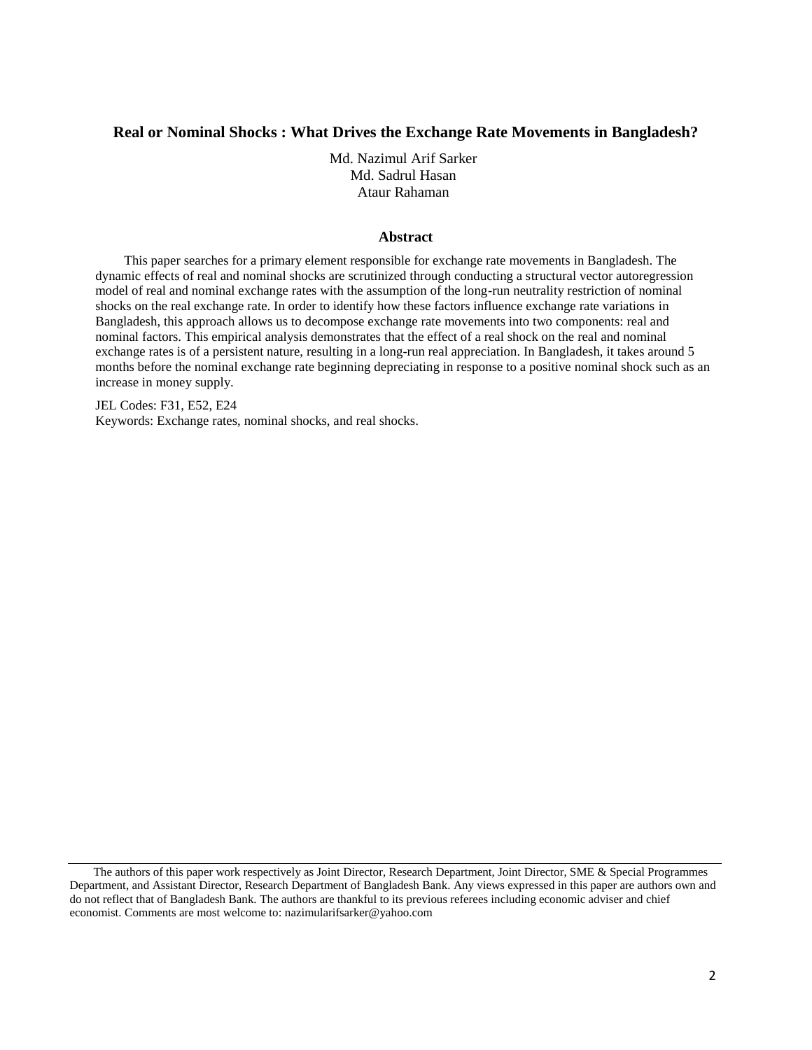# Real or Nominal Shocks : What Drives the Exchange Rate Movements in Bangladesh?

Md. Nazimul Arif Sarker
Md. Sadrul Hasan
Ataur Rahaman

## Abstract

This paper searches for a primary element responsible for exchange rate movements in Bangladesh. The dynamic effects of real and nominal shocks are scrutinized through conducting a structural vector autoregression model of real and nominal exchange rates with the assumption of the long-run neutrality restriction of nominal shocks on the real exchange rate. In order to identify how these factors influence exchange rate variations in Bangladesh, this approach allows us to decompose exchange rate movements into two components: real and nominal factors. This empirical analysis demonstrates that the effect of a real shock on the real and nominal exchange rates is of a persistent nature, resulting in a long-run real appreciation. In Bangladesh, it takes around 5 months before the nominal exchange rate beginning depreciating in response to a positive nominal shock such as an increase in money supply.

JEL Codes: F31, E52, E24
Keywords: Exchange rates, nominal shocks, and real shocks.

---

The authors of this paper work respectively as Joint Director, Research Department, Joint Director, SME & Special Programmes Department, and Assistant Director, Research Department of Bangladesh Bank. Any views expressed in this paper are authors own and do not reflect that of Bangladesh Bank. The authors are thankful to its previous referees including economic adviser and chief economist. Comments are most welcome to: nazimularifsarker@yahoo.com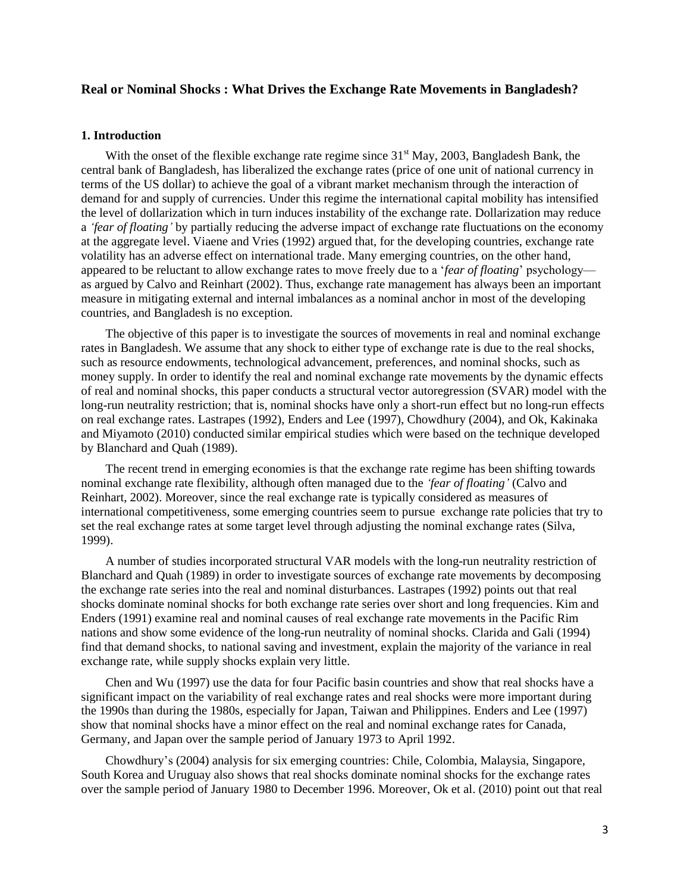## Real or Nominal Shocks : What Drives the Exchange Rate Movements in Bangladesh?

### 1. Introduction

With the onset of the flexible exchange rate regime since 31[st] May, 2003, Bangladesh Bank, the central bank of Bangladesh, has liberalized the exchange rates (price of one unit of national currency in terms of the US dollar) to achieve the goal of a vibrant market mechanism through the interaction of demand for and supply of currencies. Under this regime the international capital mobility has intensified the level of dollarization which in turn induces instability of the exchange rate. Dollarization may reduce a *'fear of floating'* by partially reducing the adverse impact of exchange rate fluctuations on the economy at the aggregate level. Viaene and Vries (1992) argued that, for the developing countries, exchange rate volatility has an adverse effect on international trade. Many emerging countries, on the other hand, appeared to be reluctant to allow exchange rates to move freely due to a '*fear of floating*' psychology—as argued by Calvo and Reinhart (2002). Thus, exchange rate management has always been an important measure in mitigating external and internal imbalances as a nominal anchor in most of the developing countries, and Bangladesh is no exception.

The objective of this paper is to investigate the sources of movements in real and nominal exchange rates in Bangladesh. We assume that any shock to either type of exchange rate is due to the real shocks, such as resource endowments, technological advancement, preferences, and nominal shocks, such as money supply. In order to identify the real and nominal exchange rate movements by the dynamic effects of real and nominal shocks, this paper conducts a structural vector autoregression (SVAR) model with the long-run neutrality restriction; that is, nominal shocks have only a short-run effect but no long-run effects on real exchange rates. Lastrapes (1992), Enders and Lee (1997), Chowdhury (2004), and Ok, Kakinaka and Miyamoto (2010) conducted similar empirical studies which were based on the technique developed by Blanchard and Quah (1989).

The recent trend in emerging economies is that the exchange rate regime has been shifting towards nominal exchange rate flexibility, although often managed due to the *'fear of floating'* (Calvo and Reinhart, 2002). Moreover, since the real exchange rate is typically considered as measures of international competitiveness, some emerging countries seem to pursue exchange rate policies that try to set the real exchange rates at some target level through adjusting the nominal exchange rates (Silva, 1999).

A number of studies incorporated structural VAR models with the long-run neutrality restriction of Blanchard and Quah (1989) in order to investigate sources of exchange rate movements by decomposing the exchange rate series into the real and nominal disturbances. Lastrapes (1992) points out that real shocks dominate nominal shocks for both exchange rate series over short and long frequencies. Kim and Enders (1991) examine real and nominal causes of real exchange rate movements in the Pacific Rim nations and show some evidence of the long-run neutrality of nominal shocks. Clarida and Gali (1994) find that demand shocks, to national saving and investment, explain the majority of the variance in real exchange rate, while supply shocks explain very little.

Chen and Wu (1997) use the data for four Pacific basin countries and show that real shocks have a significant impact on the variability of real exchange rates and real shocks were more important during the 1990s than during the 1980s, especially for Japan, Taiwan and Philippines. Enders and Lee (1997) show that nominal shocks have a minor effect on the real and nominal exchange rates for Canada, Germany, and Japan over the sample period of January 1973 to April 1992.

Chowdhury's (2004) analysis for six emerging countries: Chile, Colombia, Malaysia, Singapore, South Korea and Uruguay also shows that real shocks dominate nominal shocks for the exchange rates over the sample period of January 1980 to December 1996. Moreover, Ok et al. (2010) point out that real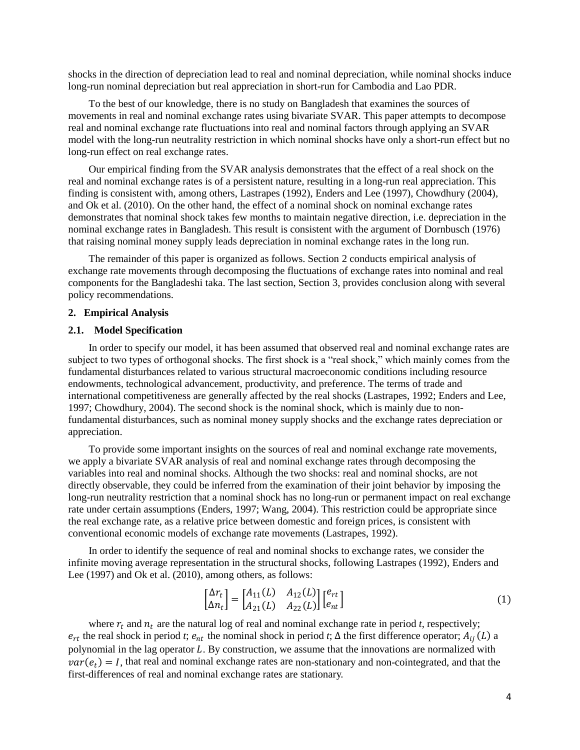shocks in the direction of depreciation lead to real and nominal depreciation, while nominal shocks induce long-run nominal depreciation but real appreciation in short-run for Cambodia and Lao PDR.

To the best of our knowledge, there is no study on Bangladesh that examines the sources of movements in real and nominal exchange rates using bivariate SVAR. This paper attempts to decompose real and nominal exchange rate fluctuations into real and nominal factors through applying an SVAR model with the long-run neutrality restriction in which nominal shocks have only a short-run effect but no long-run effect on real exchange rates.

Our empirical finding from the SVAR analysis demonstrates that the effect of a real shock on the real and nominal exchange rates is of a persistent nature, resulting in a long-run real appreciation. This finding is consistent with, among others, Lastrapes (1992), Enders and Lee (1997), Chowdhury (2004), and Ok et al. (2010). On the other hand, the effect of a nominal shock on nominal exchange rates demonstrates that nominal shock takes few months to maintain negative direction, i.e. depreciation in the nominal exchange rates in Bangladesh. This result is consistent with the argument of Dornbusch (1976) that raising nominal money supply leads depreciation in nominal exchange rates in the long run.

The remainder of this paper is organized as follows. Section 2 conducts empirical analysis of exchange rate movements through decomposing the fluctuations of exchange rates into nominal and real components for the Bangladeshi taka. The last section, Section 3, provides conclusion along with several policy recommendations.

## 2. Empirical Analysis

### 2.1. Model Specification

In order to specify our model, it has been assumed that observed real and nominal exchange rates are subject to two types of orthogonal shocks. The first shock is a "real shock," which mainly comes from the fundamental disturbances related to various structural macroeconomic conditions including resource endowments, technological advancement, productivity, and preference. The terms of trade and international competitiveness are generally affected by the real shocks (Lastrapes, 1992; Enders and Lee, 1997; Chowdhury, 2004). The second shock is the nominal shock, which is mainly due to non-fundamental disturbances, such as nominal money supply shocks and the exchange rates depreciation or appreciation.

To provide some important insights on the sources of real and nominal exchange rate movements, we apply a bivariate SVAR analysis of real and nominal exchange rates through decomposing the variables into real and nominal shocks. Although the two shocks: real and nominal shocks, are not directly observable, they could be inferred from the examination of their joint behavior by imposing the long-run neutrality restriction that a nominal shock has no long-run or permanent impact on real exchange rate under certain assumptions (Enders, 1997; Wang, 2004). This restriction could be appropriate since the real exchange rate, as a relative price between domestic and foreign prices, is consistent with conventional economic models of exchange rate movements (Lastrapes, 1992).

In order to identify the sequence of real and nominal shocks to exchange rates, we consider the infinite moving average representation in the structural shocks, following Lastrapes (1992), Enders and Lee (1997) and Ok et al. (2010), among others, as follows:

$$\begin{bmatrix} \Delta r_t \\ \Delta n_t \end{bmatrix} = \begin{bmatrix} A_{11}(L) & A_{12}(L) \\ A_{21}(L) & A_{22}(L) \end{bmatrix} \begin{bmatrix} e_{rt} \\ e_{nt} \end{bmatrix} \tag{1}$$

where $r_t$ and $n_t$ are the natural log of real and nominal exchange rate in period *t*, respectively; $e_{rt}$ the real shock in period *t*; $e_{nt}$ the nominal shock in period *t*; $\Delta$ the first difference operator; $A_{ij}(L)$ a polynomial in the lag operator $L$. By construction, we assume that the innovations are normalized with $var(e_t) = I$, that real and nominal exchange rates are non-stationary and non-cointegrated, and that the first-differences of real and nominal exchange rates are stationary.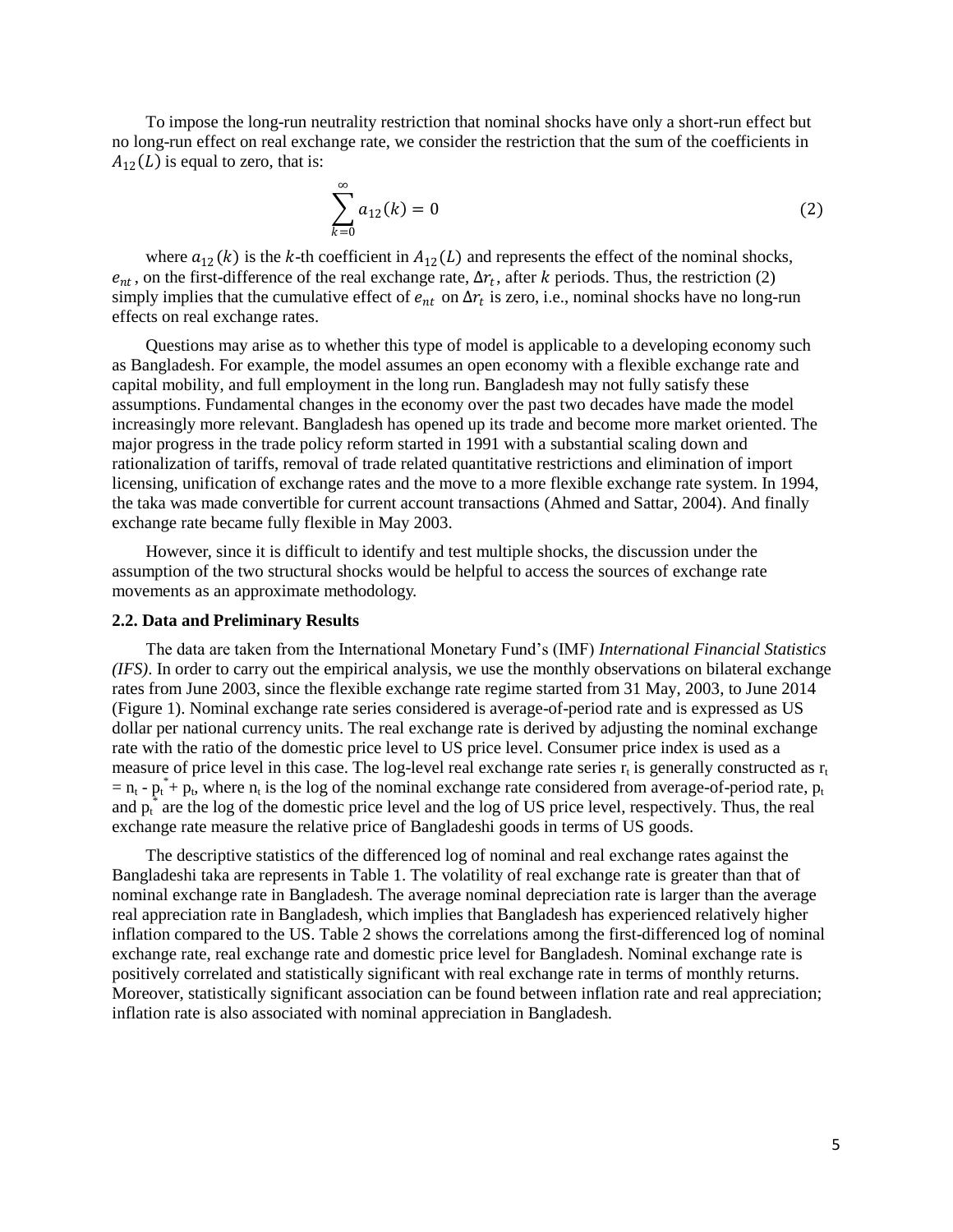To impose the long-run neutrality restriction that nominal shocks have only a short-run effect but no long-run effect on real exchange rate, we consider the restriction that the sum of the coefficients in $A_{12}(L)$ is equal to zero, that is:

$$\sum_{k=0}^{\infty} a_{12}(k) = 0 \tag{2}$$

where $a_{12}(k)$ is the $k$-th coefficient in $A_{12}(L)$ and represents the effect of the nominal shocks, $e_{nt}$, on the first-difference of the real exchange rate, $\Delta r_t$, after $k$ periods. Thus, the restriction (2) simply implies that the cumulative effect of $e_{nt}$ on $\Delta r_t$ is zero, i.e., nominal shocks have no long-run effects on real exchange rates.

Questions may arise as to whether this type of model is applicable to a developing economy such as Bangladesh. For example, the model assumes an open economy with a flexible exchange rate and capital mobility, and full employment in the long run. Bangladesh may not fully satisfy these assumptions. Fundamental changes in the economy over the past two decades have made the model increasingly more relevant. Bangladesh has opened up its trade and become more market oriented. The major progress in the trade policy reform started in 1991 with a substantial scaling down and rationalization of tariffs, removal of trade related quantitative restrictions and elimination of import licensing, unification of exchange rates and the move to a more flexible exchange rate system. In 1994, the taka was made convertible for current account transactions (Ahmed and Sattar, 2004). And finally exchange rate became fully flexible in May 2003.

However, since it is difficult to identify and test multiple shocks, the discussion under the assumption of the two structural shocks would be helpful to access the sources of exchange rate movements as an approximate methodology.

### 2.2. Data and Preliminary Results

The data are taken from the International Monetary Fund's (IMF) *International Financial Statistics (IFS)*. In order to carry out the empirical analysis, we use the monthly observations on bilateral exchange rates from June 2003, since the flexible exchange rate regime started from 31 May, 2003, to June 2014 (Figure 1). Nominal exchange rate series considered is average-of-period rate and is expressed as US dollar per national currency units. The real exchange rate is derived by adjusting the nominal exchange rate with the ratio of the domestic price level to US price level. Consumer price index is used as a measure of price level in this case. The log-level real exchange rate series $r_t$ is generally constructed as $r_t = n_t - p_t^* + p_t$, where $n_t$ is the log of the nominal exchange rate considered from average-of-period rate, $p_t$ and $p_t^*$ are the log of the domestic price level and the log of US price level, respectively. Thus, the real exchange rate measure the relative price of Bangladeshi goods in terms of US goods.

The descriptive statistics of the differenced log of nominal and real exchange rates against the Bangladeshi taka are represents in Table 1. The volatility of real exchange rate is greater than that of nominal exchange rate in Bangladesh. The average nominal depreciation rate is larger than the average real appreciation rate in Bangladesh, which implies that Bangladesh has experienced relatively higher inflation compared to the US. Table 2 shows the correlations among the first-differenced log of nominal exchange rate, real exchange rate and domestic price level for Bangladesh. Nominal exchange rate is positively correlated and statistically significant with real exchange rate in terms of monthly returns. Moreover, statistically significant association can be found between inflation rate and real appreciation; inflation rate is also associated with nominal appreciation in Bangladesh.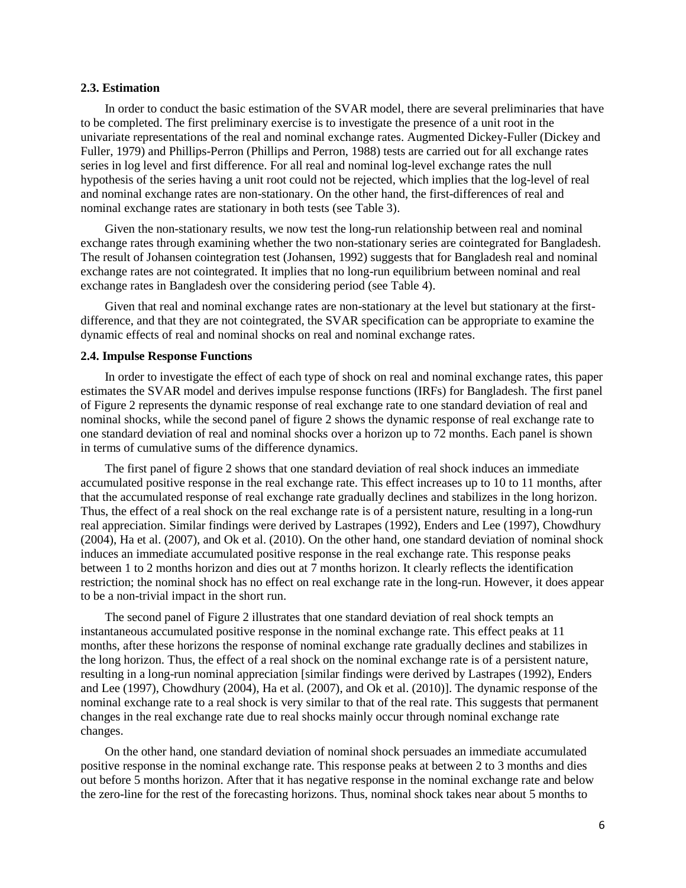### 2.3. Estimation

In order to conduct the basic estimation of the SVAR model, there are several preliminaries that have to be completed. The first preliminary exercise is to investigate the presence of a unit root in the univariate representations of the real and nominal exchange rates. Augmented Dickey-Fuller (Dickey and Fuller, 1979) and Phillips-Perron (Phillips and Perron, 1988) tests are carried out for all exchange rates series in log level and first difference. For all real and nominal log-level exchange rates the null hypothesis of the series having a unit root could not be rejected, which implies that the log-level of real and nominal exchange rates are non-stationary. On the other hand, the first-differences of real and nominal exchange rates are stationary in both tests (see Table 3).

Given the non-stationary results, we now test the long-run relationship between real and nominal exchange rates through examining whether the two non-stationary series are cointegrated for Bangladesh. The result of Johansen cointegration test (Johansen, 1992) suggests that for Bangladesh real and nominal exchange rates are not cointegrated. It implies that no long-run equilibrium between nominal and real exchange rates in Bangladesh over the considering period (see Table 4).

Given that real and nominal exchange rates are non-stationary at the level but stationary at the first-difference, and that they are not cointegrated, the SVAR specification can be appropriate to examine the dynamic effects of real and nominal shocks on real and nominal exchange rates.

### 2.4. Impulse Response Functions

In order to investigate the effect of each type of shock on real and nominal exchange rates, this paper estimates the SVAR model and derives impulse response functions (IRFs) for Bangladesh. The first panel of Figure 2 represents the dynamic response of real exchange rate to one standard deviation of real and nominal shocks, while the second panel of figure 2 shows the dynamic response of real exchange rate to one standard deviation of real and nominal shocks over a horizon up to 72 months. Each panel is shown in terms of cumulative sums of the difference dynamics.

The first panel of figure 2 shows that one standard deviation of real shock induces an immediate accumulated positive response in the real exchange rate. This effect increases up to 10 to 11 months, after that the accumulated response of real exchange rate gradually declines and stabilizes in the long horizon. Thus, the effect of a real shock on the real exchange rate is of a persistent nature, resulting in a long-run real appreciation. Similar findings were derived by Lastrapes (1992), Enders and Lee (1997), Chowdhury (2004), Ha et al. (2007), and Ok et al. (2010). On the other hand, one standard deviation of nominal shock induces an immediate accumulated positive response in the real exchange rate. This response peaks between 1 to 2 months horizon and dies out at 7 months horizon. It clearly reflects the identification restriction; the nominal shock has no effect on real exchange rate in the long-run. However, it does appear to be a non-trivial impact in the short run.

The second panel of Figure 2 illustrates that one standard deviation of real shock tempts an instantaneous accumulated positive response in the nominal exchange rate. This effect peaks at 11 months, after these horizons the response of nominal exchange rate gradually declines and stabilizes in the long horizon. Thus, the effect of a real shock on the nominal exchange rate is of a persistent nature, resulting in a long-run nominal appreciation [similar findings were derived by Lastrapes (1992), Enders and Lee (1997), Chowdhury (2004), Ha et al. (2007), and Ok et al. (2010)]. The dynamic response of the nominal exchange rate to a real shock is very similar to that of the real rate. This suggests that permanent changes in the real exchange rate due to real shocks mainly occur through nominal exchange rate changes.

On the other hand, one standard deviation of nominal shock persuades an immediate accumulated positive response in the nominal exchange rate. This response peaks at between 2 to 3 months and dies out before 5 months horizon. After that it has negative response in the nominal exchange rate and below the zero-line for the rest of the forecasting horizons. Thus, nominal shock takes near about 5 months to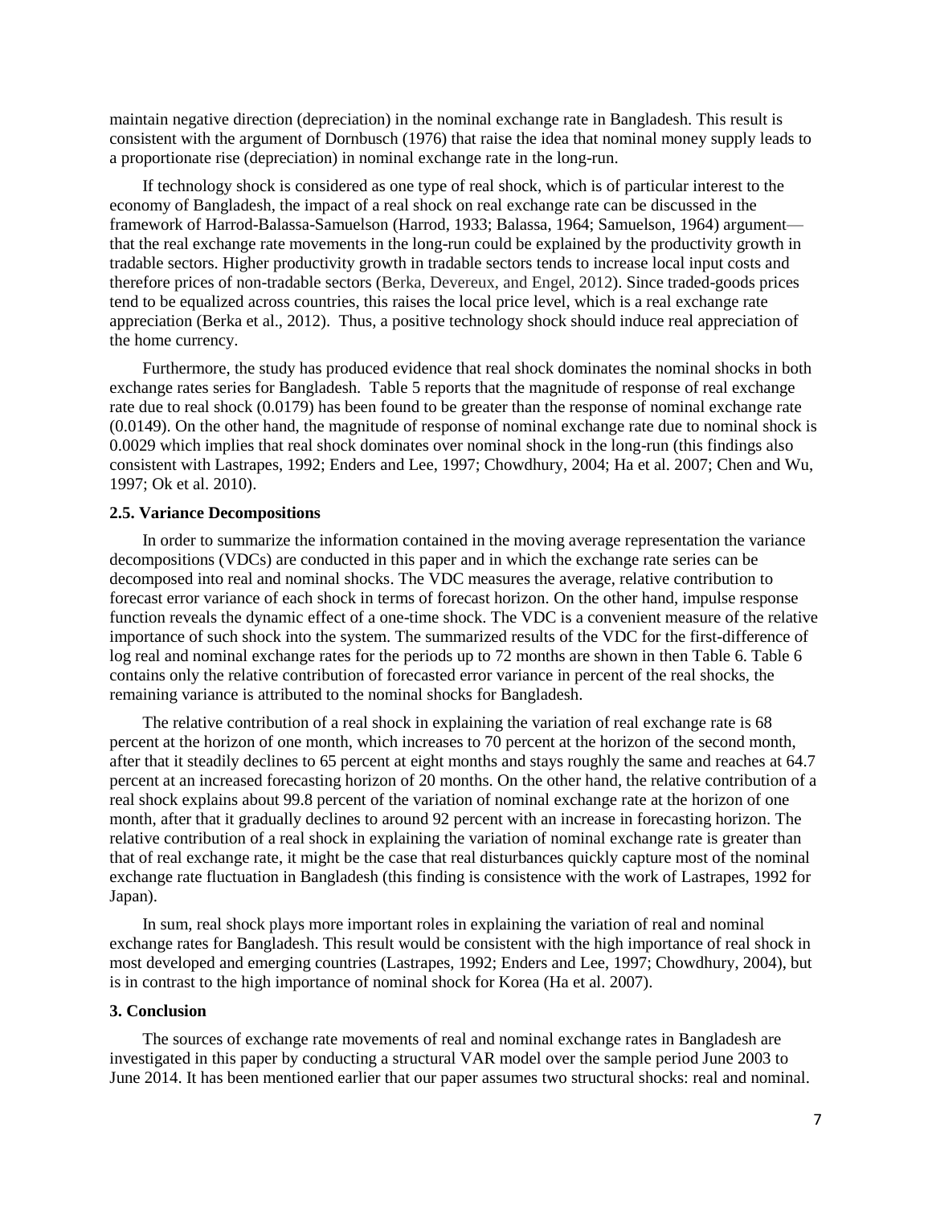maintain negative direction (depreciation) in the nominal exchange rate in Bangladesh. This result is consistent with the argument of Dornbusch (1976) that raise the idea that nominal money supply leads to a proportionate rise (depreciation) in nominal exchange rate in the long-run.

If technology shock is considered as one type of real shock, which is of particular interest to the economy of Bangladesh, the impact of a real shock on real exchange rate can be discussed in the framework of Harrod-Balassa-Samuelson (Harrod, 1933; Balassa, 1964; Samuelson, 1964) argument—that the real exchange rate movements in the long-run could be explained by the productivity growth in tradable sectors. Higher productivity growth in tradable sectors tends to increase local input costs and therefore prices of non-tradable sectors (Berka, Devereux, and Engel, 2012). Since traded-goods prices tend to be equalized across countries, this raises the local price level, which is a real exchange rate appreciation (Berka et al., 2012). Thus, a positive technology shock should induce real appreciation of the home currency.

Furthermore, the study has produced evidence that real shock dominates the nominal shocks in both exchange rates series for Bangladesh. Table 5 reports that the magnitude of response of real exchange rate due to real shock (0.0179) has been found to be greater than the response of nominal exchange rate (0.0149). On the other hand, the magnitude of response of nominal exchange rate due to nominal shock is 0.0029 which implies that real shock dominates over nominal shock in the long-run (this findings also consistent with Lastrapes, 1992; Enders and Lee, 1997; Chowdhury, 2004; Ha et al. 2007; Chen and Wu, 1997; Ok et al. 2010).

### 2.5. Variance Decompositions

In order to summarize the information contained in the moving average representation the variance decompositions (VDCs) are conducted in this paper and in which the exchange rate series can be decomposed into real and nominal shocks. The VDC measures the average, relative contribution to forecast error variance of each shock in terms of forecast horizon. On the other hand, impulse response function reveals the dynamic effect of a one-time shock. The VDC is a convenient measure of the relative importance of such shock into the system. The summarized results of the VDC for the first-difference of log real and nominal exchange rates for the periods up to 72 months are shown in then Table 6. Table 6 contains only the relative contribution of forecasted error variance in percent of the real shocks, the remaining variance is attributed to the nominal shocks for Bangladesh.

The relative contribution of a real shock in explaining the variation of real exchange rate is 68 percent at the horizon of one month, which increases to 70 percent at the horizon of the second month, after that it steadily declines to 65 percent at eight months and stays roughly the same and reaches at 64.7 percent at an increased forecasting horizon of 20 months. On the other hand, the relative contribution of a real shock explains about 99.8 percent of the variation of nominal exchange rate at the horizon of one month, after that it gradually declines to around 92 percent with an increase in forecasting horizon. The relative contribution of a real shock in explaining the variation of nominal exchange rate is greater than that of real exchange rate, it might be the case that real disturbances quickly capture most of the nominal exchange rate fluctuation in Bangladesh (this finding is consistence with the work of Lastrapes, 1992 for Japan).

In sum, real shock plays more important roles in explaining the variation of real and nominal exchange rates for Bangladesh. This result would be consistent with the high importance of real shock in most developed and emerging countries (Lastrapes, 1992; Enders and Lee, 1997; Chowdhury, 2004), but is in contrast to the high importance of nominal shock for Korea (Ha et al. 2007).

## 3. Conclusion

The sources of exchange rate movements of real and nominal exchange rates in Bangladesh are investigated in this paper by conducting a structural VAR model over the sample period June 2003 to June 2014. It has been mentioned earlier that our paper assumes two structural shocks: real and nominal.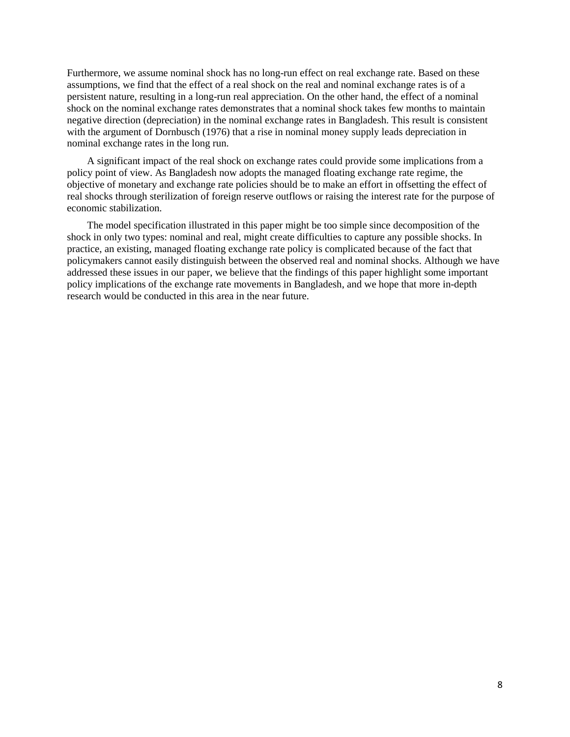Furthermore, we assume nominal shock has no long-run effect on real exchange rate. Based on these assumptions, we find that the effect of a real shock on the real and nominal exchange rates is of a persistent nature, resulting in a long-run real appreciation. On the other hand, the effect of a nominal shock on the nominal exchange rates demonstrates that a nominal shock takes few months to maintain negative direction (depreciation) in the nominal exchange rates in Bangladesh. This result is consistent with the argument of Dornbusch (1976) that a rise in nominal money supply leads depreciation in nominal exchange rates in the long run.

A significant impact of the real shock on exchange rates could provide some implications from a policy point of view. As Bangladesh now adopts the managed floating exchange rate regime, the objective of monetary and exchange rate policies should be to make an effort in offsetting the effect of real shocks through sterilization of foreign reserve outflows or raising the interest rate for the purpose of economic stabilization.

The model specification illustrated in this paper might be too simple since decomposition of the shock in only two types: nominal and real, might create difficulties to capture any possible shocks. In practice, an existing, managed floating exchange rate policy is complicated because of the fact that policymakers cannot easily distinguish between the observed real and nominal shocks. Although we have addressed these issues in our paper, we believe that the findings of this paper highlight some important policy implications of the exchange rate movements in Bangladesh, and we hope that more in-depth research would be conducted in this area in the near future.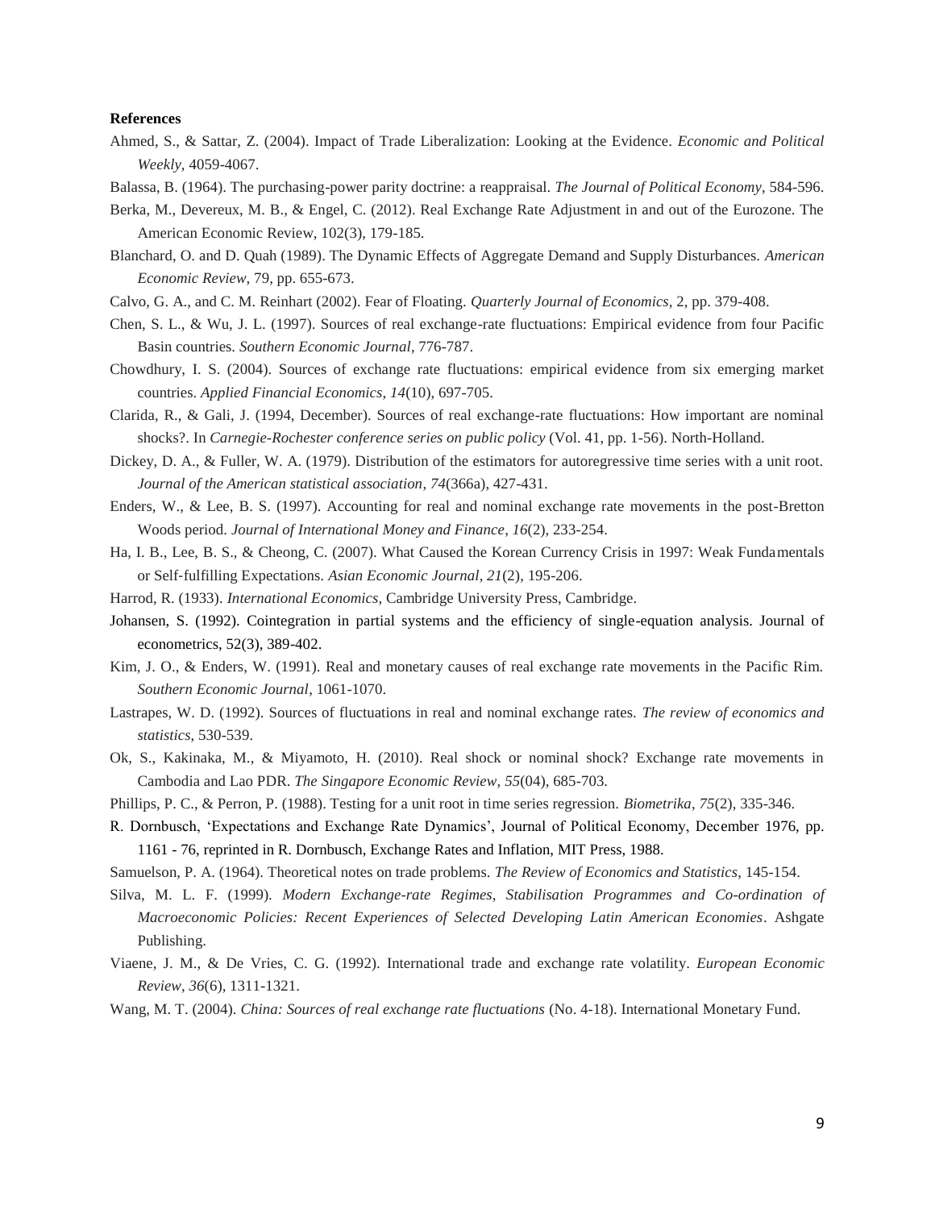**References**

Ahmed, S., & Sattar, Z. (2004). Impact of Trade Liberalization: Looking at the Evidence. *Economic and Political Weekly*, 4059-4067.

Balassa, B. (1964). The purchasing-power parity doctrine: a reappraisal. *The Journal of Political Economy*, 584-596.

Berka, M., Devereux, M. B., & Engel, C. (2012). Real Exchange Rate Adjustment in and out of the Eurozone. The American Economic Review, 102(3), 179-185.

Blanchard, O. and D. Quah (1989). The Dynamic Effects of Aggregate Demand and Supply Disturbances. *American Economic Review*, 79, pp. 655-673.

Calvo, G. A., and C. M. Reinhart (2002). Fear of Floating. *Quarterly Journal of Economics*, 2, pp. 379-408.

Chen, S. L., & Wu, J. L. (1997). Sources of real exchange-rate fluctuations: Empirical evidence from four Pacific Basin countries. *Southern Economic Journal*, 776-787.

Chowdhury, I. S. (2004). Sources of exchange rate fluctuations: empirical evidence from six emerging market countries. *Applied Financial Economics*, *14*(10), 697-705.

Clarida, R., & Gali, J. (1994, December). Sources of real exchange-rate fluctuations: How important are nominal shocks?. In *Carnegie-Rochester conference series on public policy* (Vol. 41, pp. 1-56). North-Holland.

Dickey, D. A., & Fuller, W. A. (1979). Distribution of the estimators for autoregressive time series with a unit root. *Journal of the American statistical association*, *74*(366a), 427-431.

Enders, W., & Lee, B. S. (1997). Accounting for real and nominal exchange rate movements in the post-Bretton Woods period. *Journal of International Money and Finance*, *16*(2), 233-254.

Ha, I. B., Lee, B. S., & Cheong, C. (2007). What Caused the Korean Currency Crisis in 1997: Weak Fundamentals or Self-fulfilling Expectations. *Asian Economic Journal*, *21*(2), 195-206.

Harrod, R. (1933). *International Economics,* Cambridge University Press, Cambridge.

Johansen, S. (1992). Cointegration in partial systems and the efficiency of single-equation analysis. Journal of econometrics, 52(3), 389-402.

Kim, J. O., & Enders, W. (1991). Real and monetary causes of real exchange rate movements in the Pacific Rim. *Southern Economic Journal*, 1061-1070.

Lastrapes, W. D. (1992). Sources of fluctuations in real and nominal exchange rates. *The review of economics and statistics*, 530-539.

Ok, S., Kakinaka, M., & Miyamoto, H. (2010). Real shock or nominal shock? Exchange rate movements in Cambodia and Lao PDR. *The Singapore Economic Review*, *55*(04), 685-703.

Phillips, P. C., & Perron, P. (1988). Testing for a unit root in time series regression. *Biometrika*, *75*(2), 335-346.

R. Dornbusch, 'Expectations and Exchange Rate Dynamics', Journal of Political Economy, December 1976, pp. 1161 - 76, reprinted in R. Dornbusch, Exchange Rates and Inflation, MIT Press, 1988.

Samuelson, P. A. (1964). Theoretical notes on trade problems. *The Review of Economics and Statistics*, 145-154.

Silva, M. L. F. (1999). *Modern Exchange-rate Regimes, Stabilisation Programmes and Co-ordination of Macroeconomic Policies: Recent Experiences of Selected Developing Latin American Economies*. Ashgate Publishing.

Viaene, J. M., & De Vries, C. G. (1992). International trade and exchange rate volatility. *European Economic Review*, *36*(6), 1311-1321.

Wang, M. T. (2004). *China: Sources of real exchange rate fluctuations* (No. 4-18). International Monetary Fund.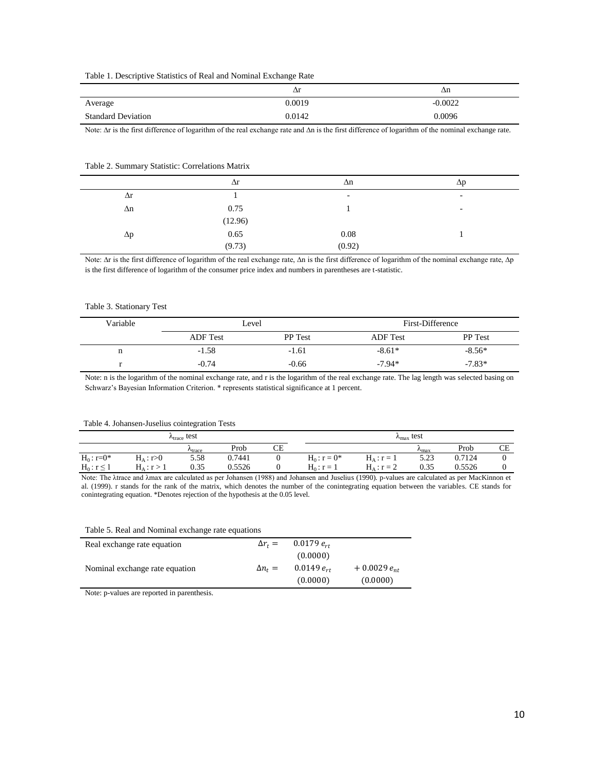Table 1. Descriptive Statistics of Real and Nominal Exchange Rate

| | $\Delta r$ | $\Delta n$ |
|---|---|---|
| Average | 0.0019 | -0.0022 |
| Standard Deviation | 0.0142 | 0.0096 |

Note: $\Delta r$ is the first difference of logarithm of the real exchange rate and $\Delta n$ is the first difference of logarithm of the nominal exchange rate.

Table 2. Summary Statistic: Correlations Matrix

| | $\Delta r$ | $\Delta n$ | $\Delta p$ |
|---|---|---|---|
| $\Delta r$ | 1 | - | - |
| $\Delta n$ | 0.75 | 1 | - |
| | (12.96) | | |
| $\Delta p$ | 0.65 | 0.08 | 1 |
| | (9.73) | (0.92) | |

Note: $\Delta r$ is the first difference of logarithm of the real exchange rate, $\Delta n$ is the first difference of logarithm of the nominal exchange rate, $\Delta p$ is the first difference of logarithm of the consumer price index and numbers in parentheses are t-statistic.

Table 3. Stationary Test

| Variable | Level | | First-Difference | |
|---|---|---|---|---|
| | ADF Test | PP Test | ADF Test | PP Test |
| n | -1.58 | -1.61 | -8.61* | -8.56* |
| r | -0.74 | -0.66 | -7.94* | -7.83* |

Note: n is the logarithm of the nominal exchange rate, and r is the logarithm of the real exchange rate. The lag length was selected basing on Schwarz's Bayesian Information Criterion. * represents statistical significance at 1 percent.

Table 4. Johansen-Juselius cointegration Tests

| $\lambda_{trace}$ test | | | | | $\lambda_{max}$ test | | | | |
|---|---|---|---|---|---|---|---|---|---|
| | | $\lambda_{trace}$ | Prob | CE | | | $\lambda_{max}$ | Prob | CE |
| $H_0: r=0$* | $H_A: r>0$ | 5.58 | 0.7441 | 0 | $H_0: r=0$* | $H_A: r=1$ | 5.23 | 0.7124 | 0 |
| $H_0: r \leq 1$ | $H_A: r>1$ | 0.35 | 0.5526 | 0 | $H_0: r=1$ | $H_A: r=2$ | 0.35 | 0.5526 | 0 |

Note: The $\lambda$trace and $\lambda$max are calculated as per Johansen (1988) and Johansen and Juselius (1990). p-values are calculated as per MacKinnon et al. (1999). r stands for the rank of the matrix, which denotes the number of the conintegrating equation between the variables. CE stands for conintegrating equation. *Denotes rejection of the hypothesis at the 0.05 level.

Table 5. Real and Nominal exchange rate equations

| | | | |
|---|---|---|---|
| Real exchange rate equation | $\Delta r_t =$ | $0.0179\, e_{rt}$ | |
| | | (0.0000) | |
| Nominal exchange rate equation | $\Delta n_t =$ | $0.0149\, e_{rt}$ | $+ 0.0029\, e_{nt}$ |
| | | (0.0000) | (0.0000) |

Note: p-values are reported in parenthesis.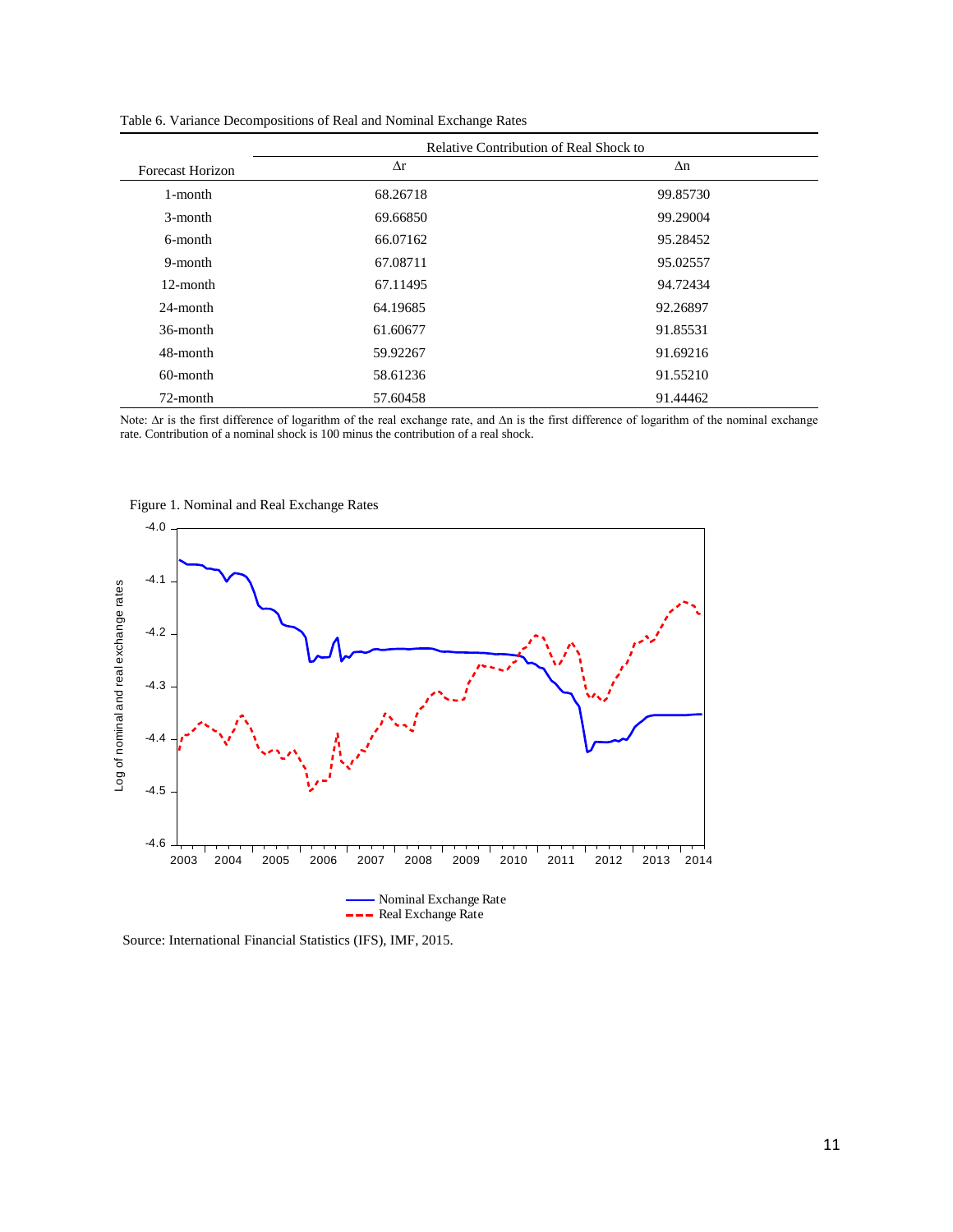Table 6. Variance Decompositions of Real and Nominal Exchange Rates

| Forecast Horizon | Relative Contribution of Real Shock to | |
|---|---|---|
| | $\Delta r$ | $\Delta n$ |
| 1-month | 68.26718 | 99.85730 |
| 3-month | 69.66850 | 99.29004 |
| 6-month | 66.07162 | 95.28452 |
| 9-month | 67.08711 | 95.02557 |
| 12-month | 67.11495 | 94.72434 |
| 24-month | 64.19685 | 92.26897 |
| 36-month | 61.60677 | 91.85531 |
| 48-month | 59.92267 | 91.69216 |
| 60-month | 58.61236 | 91.55210 |
| 72-month | 57.60458 | 91.44462 |

Note: $\Delta r$ is the first difference of logarithm of the real exchange rate, and $\Delta n$ is the first difference of logarithm of the nominal exchange rate. Contribution of a nominal shock is 100 minus the contribution of a real shock.

Figure 1. Nominal and Real Exchange Rates

Source: International Financial Statistics (IFS), IMF, 2015.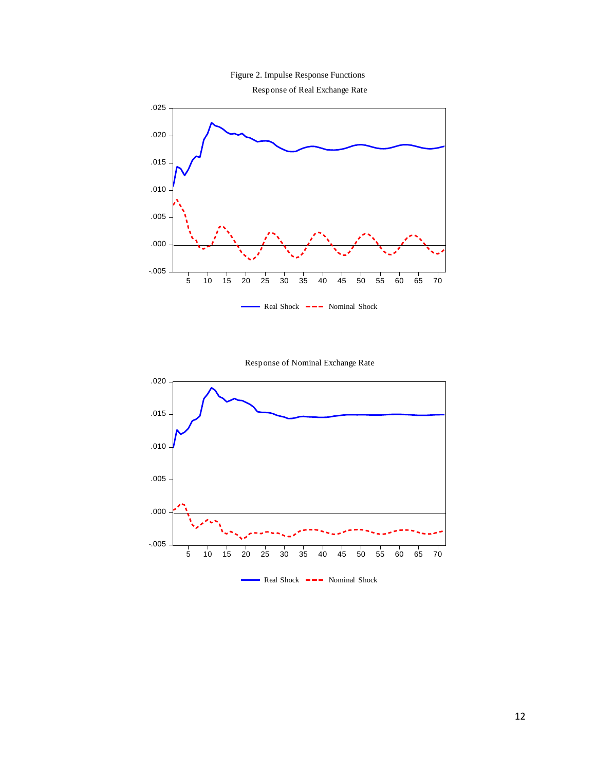Figure 2. Impulse Response Functions

Response of Real Exchange Rate

.025
.020
.015
.010
.005
.000
-.005

5 10 15 20 25 30 35 40 45 50 55 60 65 70

Real Shock    Nominal Shock

Response of Nominal Exchange Rate

.020
.015
.010
.005
.000
-.005

5 10 15 20 25 30 35 40 45 50 55 60 65 70

Real Shock    Nominal Shock